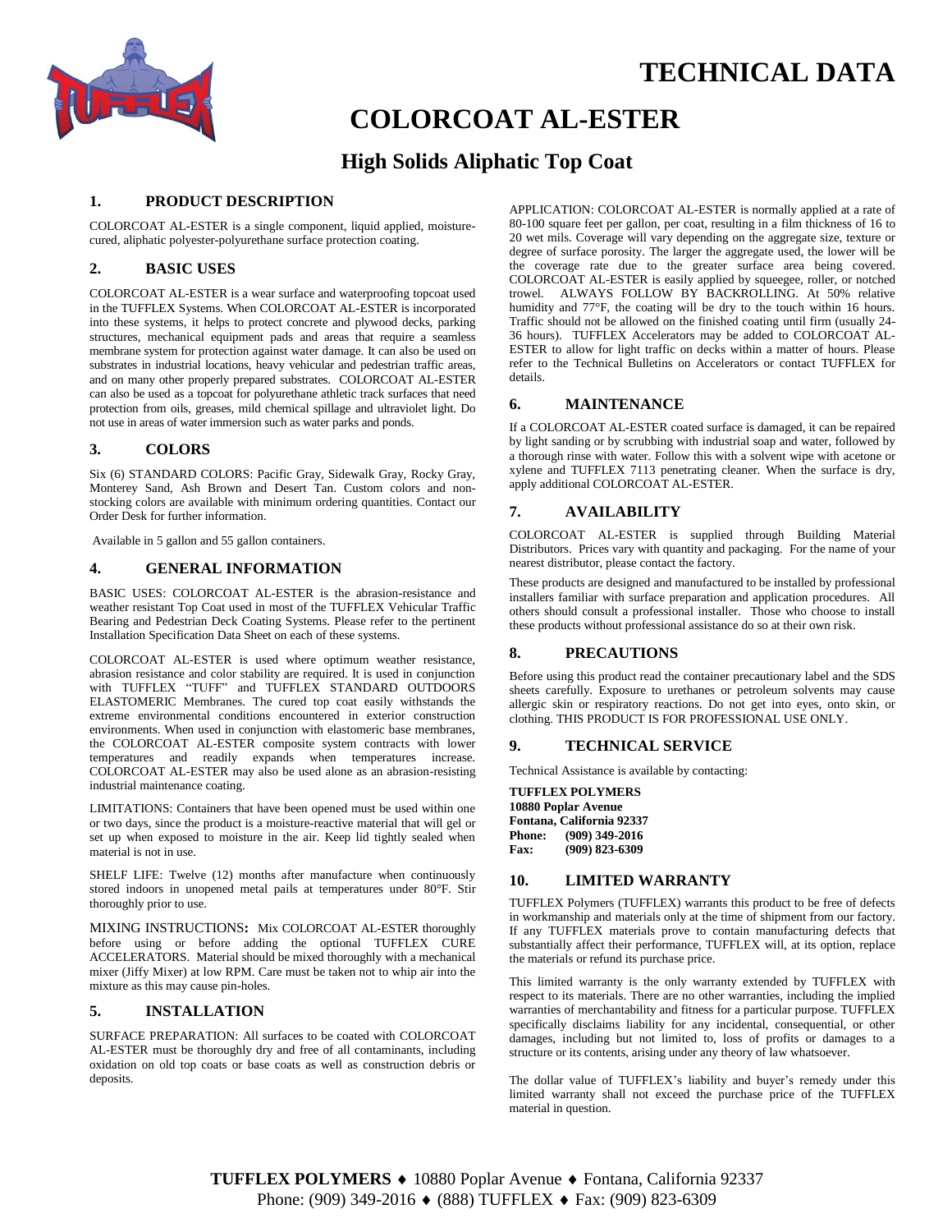# TECHNICAL DATA

# COLORCOAT AL-ESTER

## High Solids Aliphatic Top Coat

### 1. PRODUCT DESCRIPTION

COLORCOAT AL-ESTER is a single component, liquid applied, moisture-cured, aliphatic polyester-polyurethane surface protection coating.

### 2. BASIC USES

COLORCOAT AL-ESTER is a wear surface and waterproofing topcoat used in the TUFFLEX Systems. When COLORCOAT AL-ESTER is incorporated into these systems, it helps to protect concrete and plywood decks, parking structures, mechanical equipment pads and areas that require a seamless membrane system for protection against water damage. It can also be used on substrates in industrial locations, heavy vehicular and pedestrian traffic areas, and on many other properly prepared substrates. COLORCOAT AL-ESTER can also be used as a topcoat for polyurethane athletic track surfaces that need protection from oils, greases, mild chemical spillage and ultraviolet light. Do not use in areas of water immersion such as water parks and ponds.

### 3. COLORS

Six (6) STANDARD COLORS: Pacific Gray, Sidewalk Gray, Rocky Gray, Monterey Sand, Ash Brown and Desert Tan. Custom colors and non-stocking colors are available with minimum ordering quantities. Contact our Order Desk for further information.

Available in 5 gallon and 55 gallon containers.

### 4. GENERAL INFORMATION

BASIC USES: COLORCOAT AL-ESTER is the abrasion-resistance and weather resistant Top Coat used in most of the TUFFLEX Vehicular Traffic Bearing and Pedestrian Deck Coating Systems. Please refer to the pertinent Installation Specification Data Sheet on each of these systems.

COLORCOAT AL-ESTER is used where optimum weather resistance, abrasion resistance and color stability are required. It is used in conjunction with TUFFLEX "TUFF" and TUFFLEX STANDARD OUTDOORS ELASTOMERIC Membranes. The cured top coat easily withstands the extreme environmental conditions encountered in exterior construction environments. When used in conjunction with elastomeric base membranes, the COLORCOAT AL-ESTER composite system contracts with lower temperatures and readily expands when temperatures increase. COLORCOAT AL-ESTER may also be used alone as an abrasion-resisting industrial maintenance coating.

LIMITATIONS: Containers that have been opened must be used within one or two days, since the product is a moisture-reactive material that will gel or set up when exposed to moisture in the air. Keep lid tightly sealed when material is not in use.

SHELF LIFE: Twelve (12) months after manufacture when continuously stored indoors in unopened metal pails at temperatures under 80°F. Stir thoroughly prior to use.

MIXING INSTRUCTIONS**:** Mix COLORCOAT AL-ESTER thoroughly before using or before adding the optional TUFFLEX CURE ACCELERATORS. Material should be mixed thoroughly with a mechanical mixer (Jiffy Mixer) at low RPM. Care must be taken not to whip air into the mixture as this may cause pin-holes.

### 5. INSTALLATION

SURFACE PREPARATION: All surfaces to be coated with COLORCOAT AL-ESTER must be thoroughly dry and free of all contaminants, including oxidation on old top coats or base coats as well as construction debris or deposits.

APPLICATION: COLORCOAT AL-ESTER is normally applied at a rate of 80-100 square feet per gallon, per coat, resulting in a film thickness of 16 to 20 wet mils. Coverage will vary depending on the aggregate size, texture or degree of surface porosity. The larger the aggregate used, the lower will be the coverage rate due to the greater surface area being covered. COLORCOAT AL-ESTER is easily applied by squeegee, roller, or notched trowel. ALWAYS FOLLOW BY BACKROLLING. At 50% relative humidity and 77°F, the coating will be dry to the touch within 16 hours. Traffic should not be allowed on the finished coating until firm (usually 24-36 hours). TUFFLEX Accelerators may be added to COLORCOAT AL-ESTER to allow for light traffic on decks within a matter of hours. Please refer to the Technical Bulletins on Accelerators or contact TUFFLEX for details.

### 6. MAINTENANCE

If a COLORCOAT AL-ESTER coated surface is damaged, it can be repaired by light sanding or by scrubbing with industrial soap and water, followed by a thorough rinse with water. Follow this with a solvent wipe with acetone or xylene and TUFFLEX 7113 penetrating cleaner. When the surface is dry, apply additional COLORCOAT AL-ESTER.

### 7. AVAILABILITY

COLORCOAT AL-ESTER is supplied through Building Material Distributors. Prices vary with quantity and packaging. For the name of your nearest distributor, please contact the factory.

These products are designed and manufactured to be installed by professional installers familiar with surface preparation and application procedures. All others should consult a professional installer. Those who choose to install these products without professional assistance do so at their own risk.

### 8. PRECAUTIONS

Before using this product read the container precautionary label and the SDS sheets carefully. Exposure to urethanes or petroleum solvents may cause allergic skin or respiratory reactions. Do not get into eyes, onto skin, or clothing. THIS PRODUCT IS FOR PROFESSIONAL USE ONLY.

### 9. TECHNICAL SERVICE

Technical Assistance is available by contacting:

**TUFFLEX POLYMERS**
**10880 Poplar Avenue**
**Fontana, California 92337**
**Phone: (909) 349-2016**
**Fax: (909) 823-6309**

### 10. LIMITED WARRANTY

TUFFLEX Polymers (TUFFLEX) warrants this product to be free of defects in workmanship and materials only at the time of shipment from our factory. If any TUFFLEX materials prove to contain manufacturing defects that substantially affect their performance, TUFFLEX will, at its option, replace the materials or refund its purchase price.

This limited warranty is the only warranty extended by TUFFLEX with respect to its materials. There are no other warranties, including the implied warranties of merchantability and fitness for a particular purpose. TUFFLEX specifically disclaims liability for any incidental, consequential, or other damages, including but not limited to, loss of profits or damages to a structure or its contents, arising under any theory of law whatsoever.

The dollar value of TUFFLEX's liability and buyer's remedy under this limited warranty shall not exceed the purchase price of the TUFFLEX material in question.

**TUFFLEX POLYMERS** ♦ 10880 Poplar Avenue ♦ Fontana, California 92337
Phone: (909) 349-2016 ♦ (888) TUFFLEX ♦ Fax: (909) 823-6309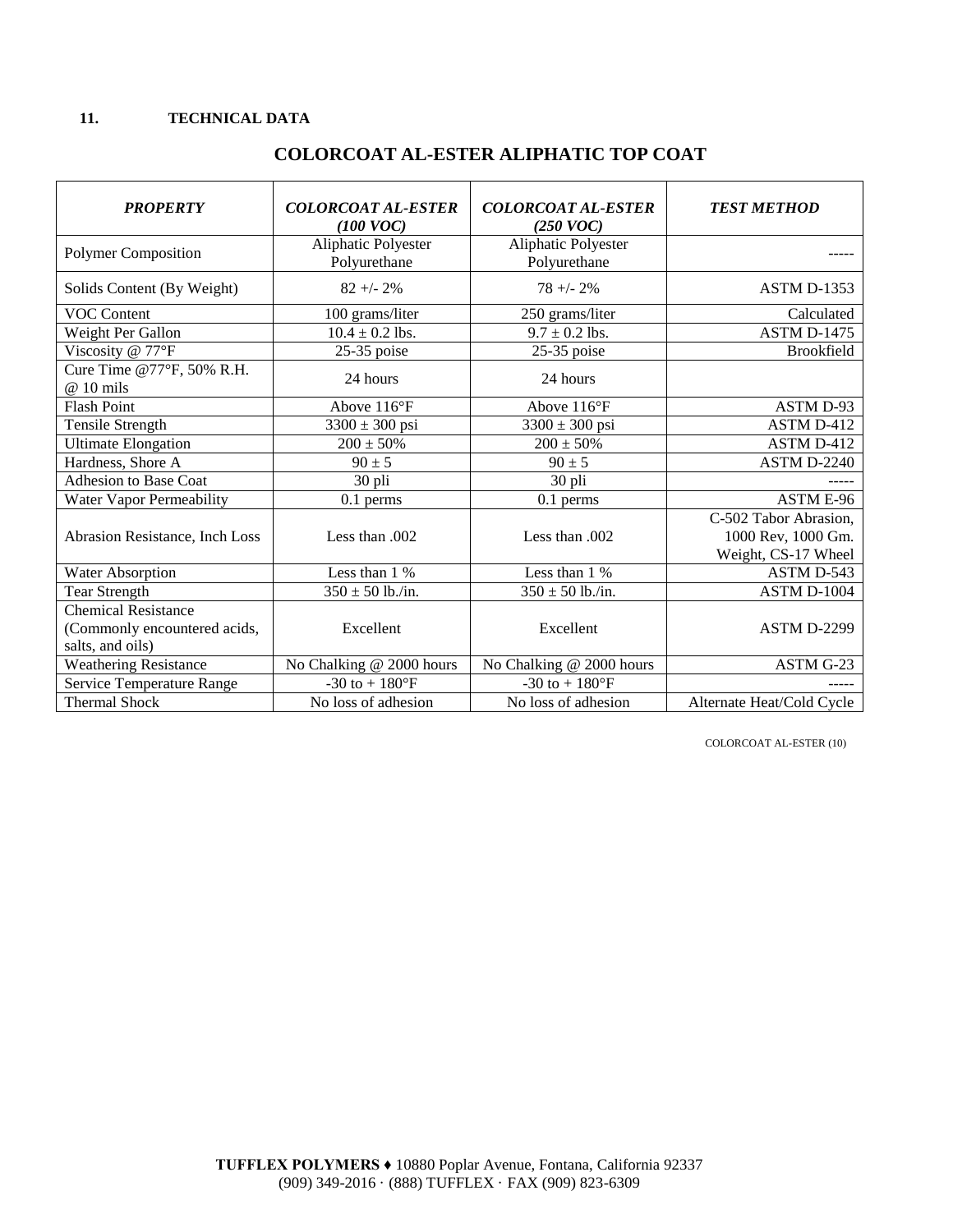**11. TECHNICAL DATA**

## COLORCOAT AL-ESTER ALIPHATIC TOP COAT

| ***PROPERTY*** | ***COLORCOAT AL-ESTER (100 VOC)*** | ***COLORCOAT AL-ESTER (250 VOC)*** | ***TEST METHOD*** |
|---|---|---|---|
| Polymer Composition | Aliphatic Polyester Polyurethane | Aliphatic Polyester Polyurethane | ----- |
| Solids Content (By Weight) | 82 +/- 2% | 78 +/- 2% | ASTM D-1353 |
| VOC Content | 100 grams/liter | 250 grams/liter | Calculated |
| Weight Per Gallon | 10.4 ± 0.2 lbs. | 9.7 ± 0.2 lbs. | ASTM D-1475 |
| Viscosity @ 77°F | 25-35 poise | 25-35 poise | Brookfield |
| Cure Time @77°F, 50% R.H. @ 10 mils | 24 hours | 24 hours | |
| Flash Point | Above 116°F | Above 116°F | ASTM D-93 |
| Tensile Strength | 3300 ± 300 psi | 3300 ± 300 psi | ASTM D-412 |
| Ultimate Elongation | 200 ± 50% | 200 ± 50% | ASTM D-412 |
| Hardness, Shore A | 90 ± 5 | 90 ± 5 | ASTM D-2240 |
| Adhesion to Base Coat | 30 pli | 30 pli | ----- |
| Water Vapor Permeability | 0.1 perms | 0.1 perms | ASTM E-96 |
| Abrasion Resistance, Inch Loss | Less than .002 | Less than .002 | C-502 Tabor Abrasion, 1000 Rev, 1000 Gm. Weight, CS-17 Wheel |
| Water Absorption | Less than 1 % | Less than 1 % | ASTM D-543 |
| Tear Strength | 350 ± 50 lb./in. | 350 ± 50 lb./in. | ASTM D-1004 |
| Chemical Resistance (Commonly encountered acids, salts, and oils) | Excellent | Excellent | ASTM D-2299 |
| Weathering Resistance | No Chalking @ 2000 hours | No Chalking @ 2000 hours | ASTM G-23 |
| Service Temperature Range | -30 to + 180°F | -30 to + 180°F | ----- |
| Thermal Shock | No loss of adhesion | No loss of adhesion | Alternate Heat/Cold Cycle |

COLORCOAT AL-ESTER (10)